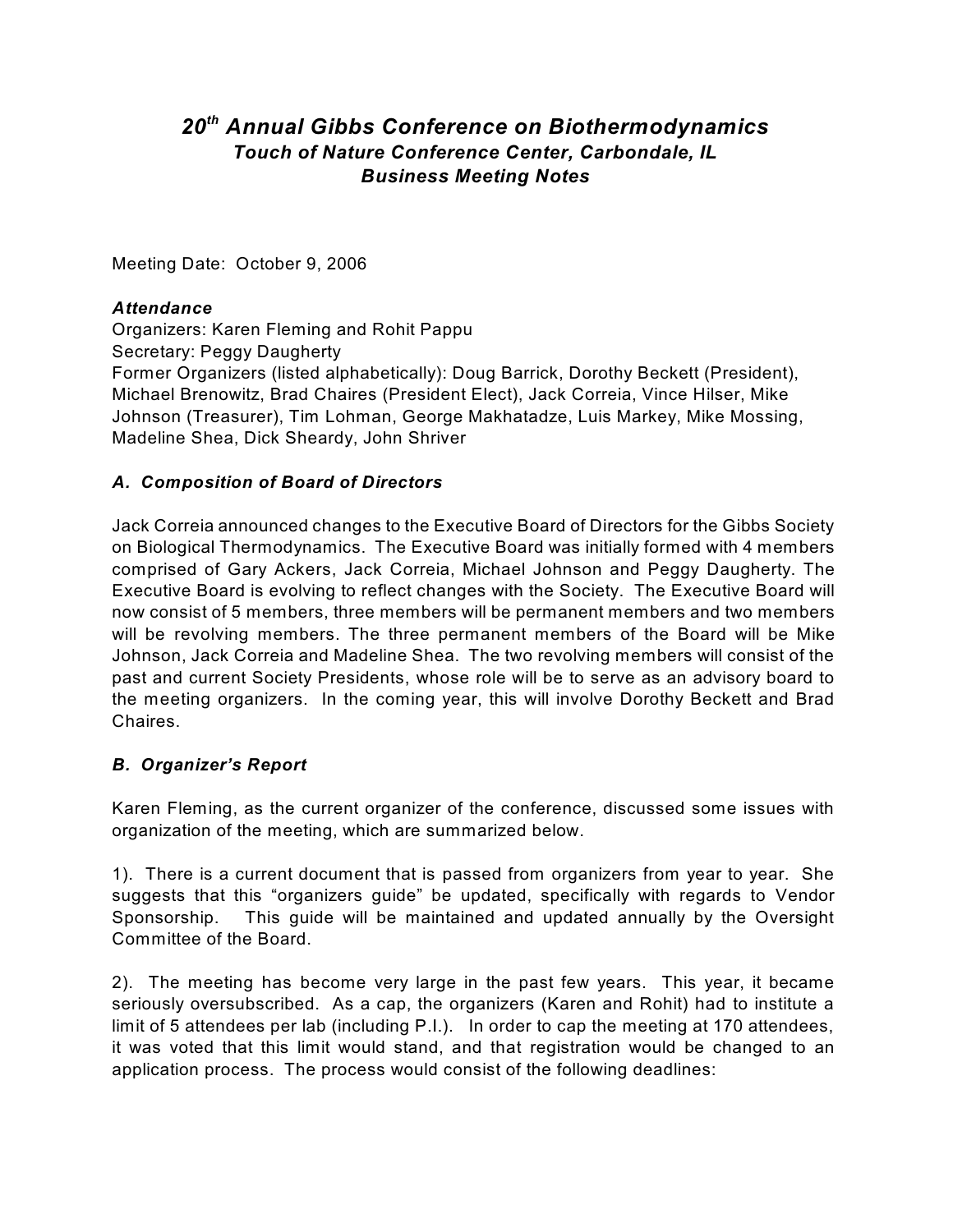# *20th Annual Gibbs Conference on Biothermodynamics*

## *Touch of Nature Conference Center, Carbondale, IL*

## *Business Meeting Notes*

Meeting Date: October 9, 2006

***Attendance***

Organizers: Karen Fleming and Rohit Pappu
Secretary: Peggy Daugherty
Former Organizers (listed alphabetically): Doug Barrick, Dorothy Beckett (President), Michael Brenowitz, Brad Chaires (President Elect), Jack Correia, Vince Hilser, Mike Johnson (Treasurer), Tim Lohman, George Makhatadze, Luis Markey, Mike Mossing, Madeline Shea, Dick Sheardy, John Shriver

### *A. Composition of Board of Directors*

Jack Correia announced changes to the Executive Board of Directors for the Gibbs Society on Biological Thermodynamics. The Executive Board was initially formed with 4 members comprised of Gary Ackers, Jack Correia, Michael Johnson and Peggy Daugherty. The Executive Board is evolving to reflect changes with the Society. The Executive Board will now consist of 5 members, three members will be permanent members and two members will be revolving members. The three permanent members of the Board will be Mike Johnson, Jack Correia and Madeline Shea. The two revolving members will consist of the past and current Society Presidents, whose role will be to serve as an advisory board to the meeting organizers. In the coming year, this will involve Dorothy Beckett and Brad Chaires.

### *B. Organizer's Report*

Karen Fleming, as the current organizer of the conference, discussed some issues with organization of the meeting, which are summarized below.

1). There is a current document that is passed from organizers from year to year. She suggests that this "organizers guide" be updated, specifically with regards to Vendor Sponsorship. This guide will be maintained and updated annually by the Oversight Committee of the Board.

2). The meeting has become very large in the past few years. This year, it became seriously oversubscribed. As a cap, the organizers (Karen and Rohit) had to institute a limit of 5 attendees per lab (including P.I.). In order to cap the meeting at 170 attendees, it was voted that this limit would stand, and that registration would be changed to an application process. The process would consist of the following deadlines: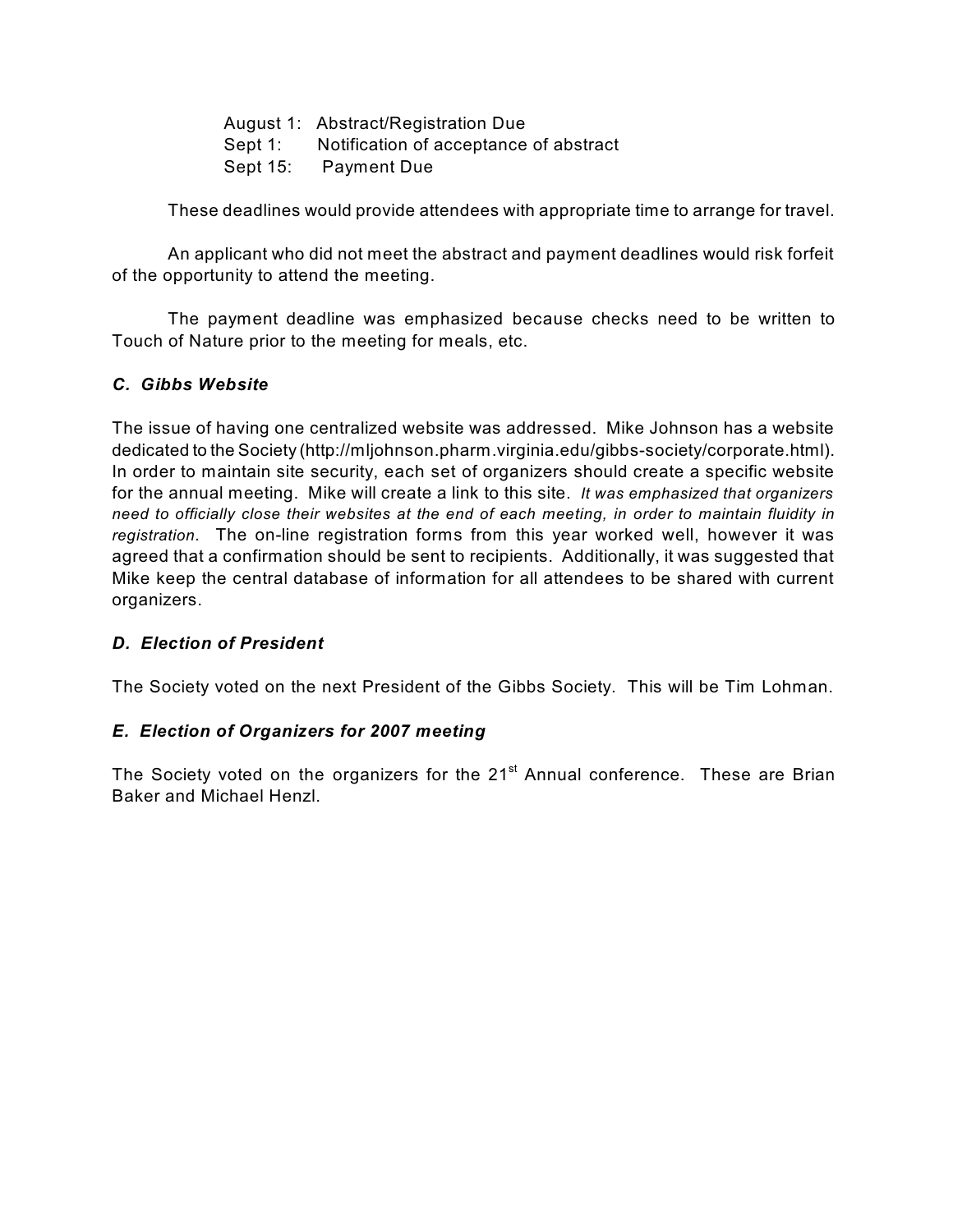August 1: Abstract/Registration Due
Sept 1: Notification of acceptance of abstract
Sept 15: Payment Due

These deadlines would provide attendees with appropriate time to arrange for travel.

An applicant who did not meet the abstract and payment deadlines would risk forfeit of the opportunity to attend the meeting.

The payment deadline was emphasized because checks need to be written to Touch of Nature prior to the meeting for meals, etc.

### *C. Gibbs Website*

The issue of having one centralized website was addressed. Mike Johnson has a website dedicated to the Society (http://mljohnson.pharm.virginia.edu/gibbs-society/corporate.html). In order to maintain site security, each set of organizers should create a specific website for the annual meeting. Mike will create a link to this site. *It was emphasized that organizers need to officially close their websites at the end of each meeting, in order to maintain fluidity in registration*. The on-line registration forms from this year worked well, however it was agreed that a confirmation should be sent to recipients. Additionally, it was suggested that Mike keep the central database of information for all attendees to be shared with current organizers.

### *D. Election of President*

The Society voted on the next President of the Gibbs Society. This will be Tim Lohman.

### *E. Election of Organizers for 2007 meeting*

The Society voted on the organizers for the 21st Annual conference. These are Brian Baker and Michael Henzl.